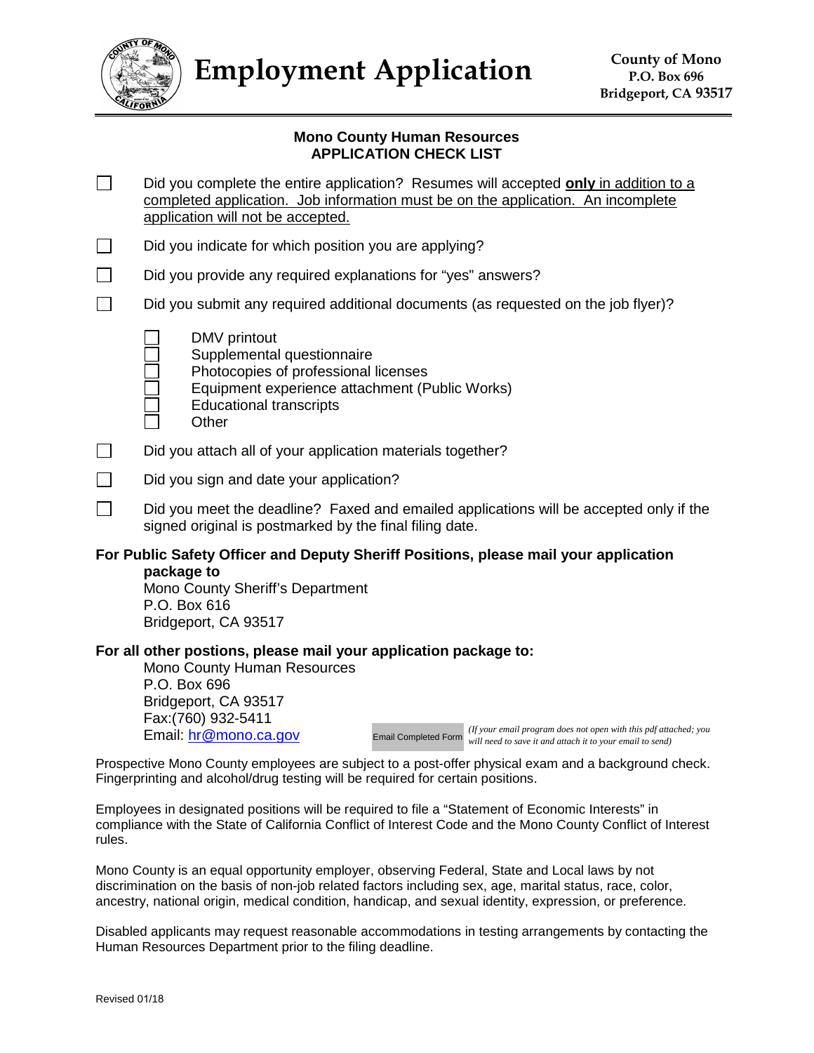# Employment Application

**County of Mono**
**P.O. Box 696**
**Bridgeport, CA 93517**

## Mono County Human Resources
## APPLICATION CHECK LIST

- ☐ Did you complete the entire application? Resumes will accepted **only** in addition to a completed application. Job information must be on the application. An incomplete application will not be accepted.
- ☐ Did you indicate for which position you are applying?
- ☐ Did you provide any required explanations for "yes" answers?
- ☐ Did you submit any required additional documents (as requested on the job flyer)?
  - ☐ DMV printout
  - ☐ Supplemental questionnaire
  - ☐ Photocopies of professional licenses
  - ☐ Equipment experience attachment (Public Works)
  - ☐ Educational transcripts
  - ☐ Other
- ☐ Did you attach all of your application materials together?
- ☐ Did you sign and date your application?
- ☐ Did you meet the deadline? Faxed and emailed applications will be accepted only if the signed original is postmarked by the final filing date.

**For Public Safety Officer and Deputy Sheriff Positions, please mail your application package to**

Mono County Sheriff's Department
P.O. Box 616
Bridgeport, CA 93517

**For all other postions, please mail your application package to:**

Mono County Human Resources
P.O. Box 696
Bridgeport, CA 93517
Fax:(760) 932-5411
Email: hr@mono.ca.gov

Email Completed Form *(If your email program does not open with this pdf attached; you will need to save it and attach it to your email to send)*

Prospective Mono County employees are subject to a post-offer physical exam and a background check. Fingerprinting and alcohol/drug testing will be required for certain positions.

Employees in designated positions will be required to file a "Statement of Economic Interests" in compliance with the State of California Conflict of Interest Code and the Mono County Conflict of Interest rules.

Mono County is an equal opportunity employer, observing Federal, State and Local laws by not discrimination on the basis of non-job related factors including sex, age, marital status, race, color, ancestry, national origin, medical condition, handicap, and sexual identity, expression, or preference.

Disabled applicants may request reasonable accommodations in testing arrangements by contacting the Human Resources Department prior to the filing deadline.

Revised 01/18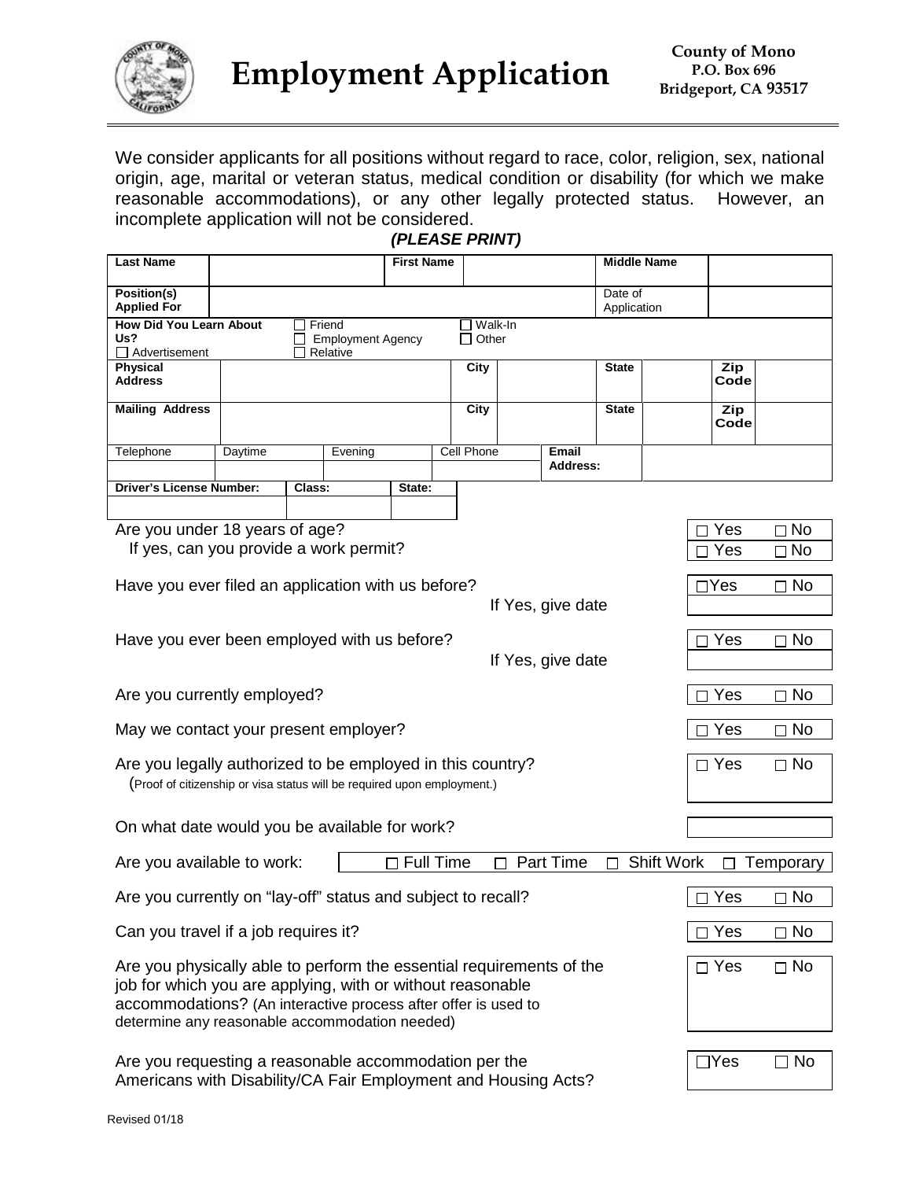# Employment Application

**County of Mono**
**P.O. Box 696**
**Bridgeport, CA 93517**

We consider applicants for all positions without regard to race, color, religion, sex, national origin, age, marital or veteran status, medical condition or disability (for which we make reasonable accommodations), or any other legally protected status. However, an incomplete application will not be considered.

***(PLEASE PRINT)***

| **Last Name** | | **First Name** | | **Middle Name** | |
|---|---|---|---|---|---|
| **Position(s) Applied For** | | | | Date of Application | |

**How Did You Learn About Us?** ☐ Advertisement ☐ Friend ☐ Employment Agency ☐ Relative ☐ Walk-In ☐ Other

| **Physical Address** | | **City** | | **State** | | **Zip Code** | |
|---|---|---|---|---|---|---|---|
| **Mailing Address** | | **City** | | **State** | | **Zip Code** | |

| Telephone | Daytime | Evening | Cell Phone | **Email Address:** | |
|---|---|---|---|---|---|
| | | | | | |

| **Driver's License Number:** | **Class:** | **State:** |
|---|---|---|
| | | |

Are you under 18 years of age? ☐ Yes ☐ No

If yes, can you provide a work permit? ☐ Yes ☐ No

Have you ever filed an application with us before? ☐ Yes ☐ No

If Yes, give date

Have you ever been employed with us before? ☐ Yes ☐ No

If Yes, give date

Are you currently employed? ☐ Yes ☐ No

May we contact your present employer? ☐ Yes ☐ No

Are you legally authorized to be employed in this country? ☐ Yes ☐ No
(Proof of citizenship or visa status will be required upon employment.)

On what date would you be available for work?

Are you available to work: ☐ Full Time ☐ Part Time ☐ Shift Work ☐ Temporary

Are you currently on "lay-off" status and subject to recall? ☐ Yes ☐ No

Can you travel if a job requires it? ☐ Yes ☐ No

Are you physically able to perform the essential requirements of the job for which you are applying, with or without reasonable accommodations? (An interactive process after offer is used to determine any reasonable accommodation needed) ☐ Yes ☐ No

Are you requesting a reasonable accommodation per the Americans with Disability/CA Fair Employment and Housing Acts? ☐ Yes ☐ No

Revised 01/18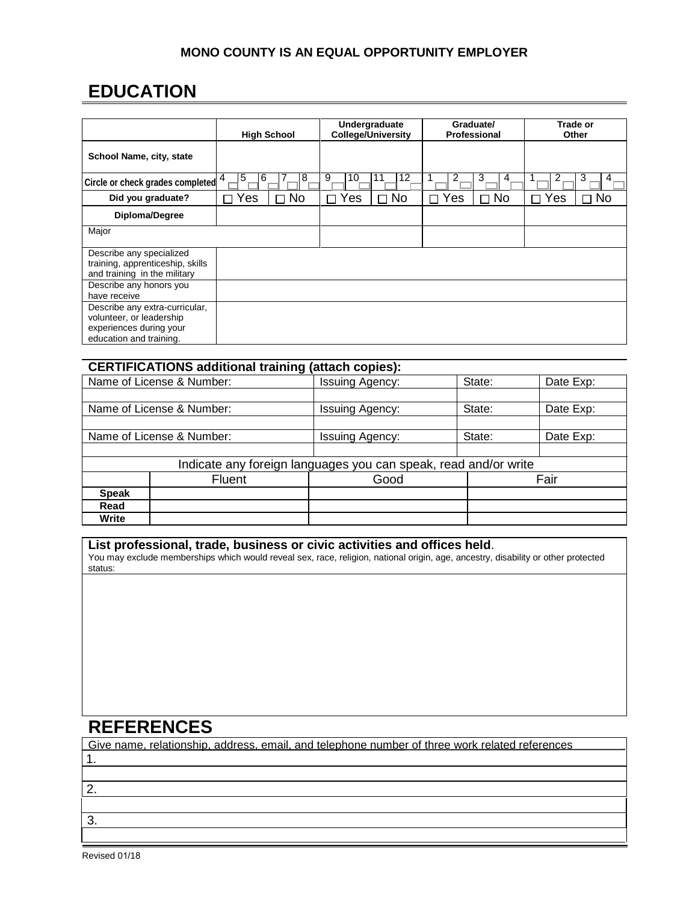**MONO COUNTY IS AN EQUAL OPPORTUNITY EMPLOYER**

# EDUCATION

| | High School | Undergraduate College/University | Graduate/ Professional | Trade or Other |
|---|---|---|---|---|
| School Name, city, state | | | | |
| Circle or check grades completed | 4 ☐ 5 ☐ 6 ☐ 7 ☐ 8 ☐ | 9 ☐ 10 ☐ 11 ☐ 12 ☐ | 1 ☐ 2 ☐ 3 ☐ 4 ☐ | 1 ☐ 2 ☐ 3 ☐ 4 ☐ |
| Did you graduate? | ☐ Yes ☐ No | ☐ Yes ☐ No | ☐ Yes ☐ No | ☐ Yes ☐ No |
| Diploma/Degree | | | | |
| Major | | | | |
| Describe any specialized training, apprenticeship, skills and training in the military | | | | |
| Describe any honors you have receive | | | | |
| Describe any extra-curricular, volunteer, or leadership experiences during your education and training. | | | | |

## CERTIFICATIONS additional training (attach copies):

| Name of License & Number: | Issuing Agency: | State: | Date Exp: |
|---|---|---|---|
| | | | |
| Name of License & Number: | Issuing Agency: | State: | Date Exp: |
| | | | |
| Name of License & Number: | Issuing Agency: | State: | Date Exp: |
| | | | |

Indicate any foreign languages you can speak, read and/or write

| | Fluent | Good | Fair |
|---|---|---|---|
| **Speak** | | | |
| **Read** | | | |
| **Write** | | | |

**List professional, trade, business or civic activities and offices held**.
You may exclude memberships which would reveal sex, race, religion, national origin, age, ancestry, disability or other protected status:

# REFERENCES

Give name, relationship, address, email, and telephone number of three work related references

1.

2.

3.

Revised 01/18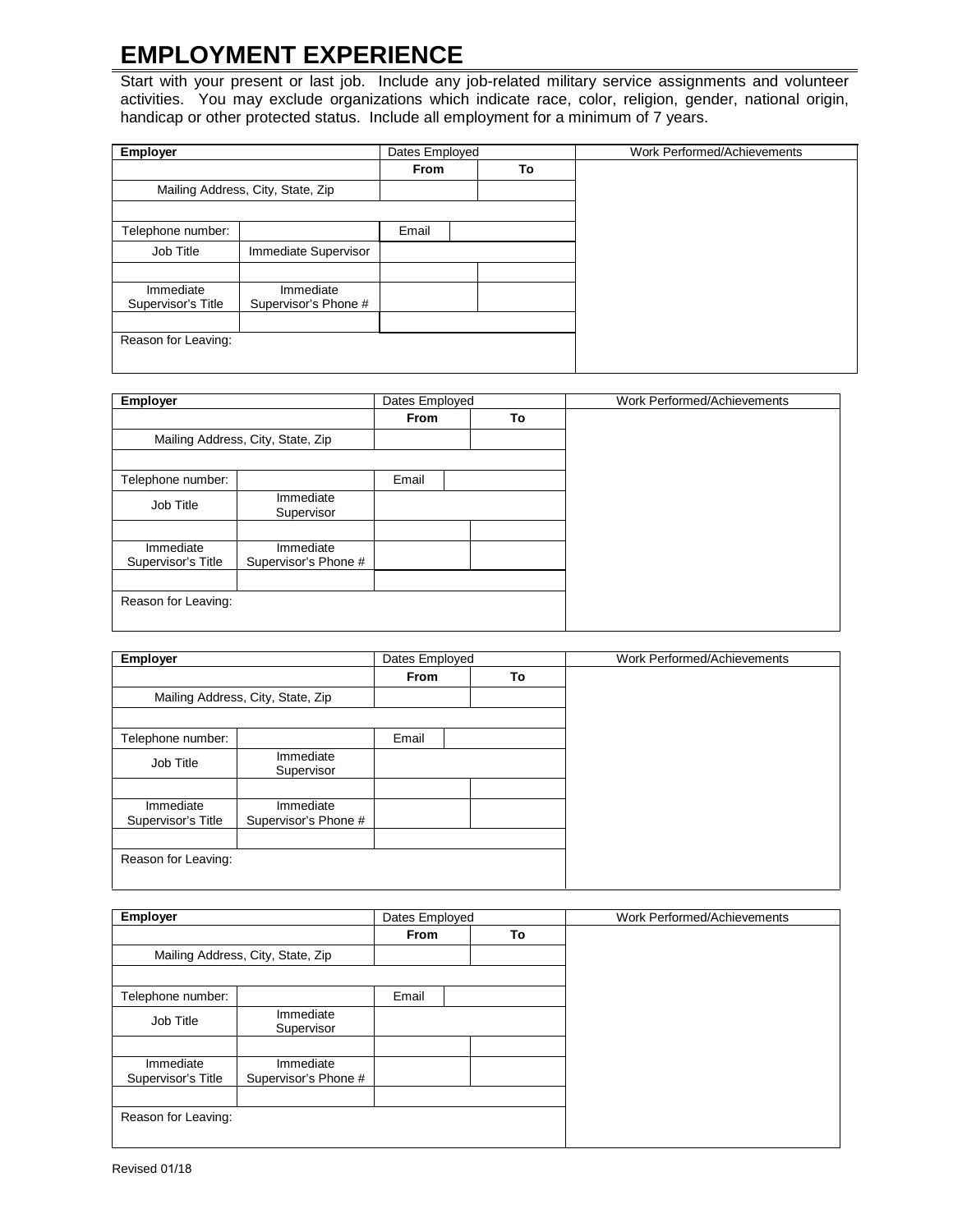# EMPLOYMENT EXPERIENCE

Start with your present or last job. Include any job-related military service assignments and volunteer activities. You may exclude organizations which indicate race, color, religion, gender, national origin, handicap or other protected status. Include all employment for a minimum of 7 years.

| **Employer** | | Dates Employed | | Work Performed/Achievements |
|---|---|---|---|---|
| | | **From** | **To** | |
| Mailing Address, City, State, Zip | | | | |
| | | | | |
| Telephone number: | | Email | | |
| Job Title | Immediate Supervisor | | | |
| | | | | |
| Immediate Supervisor's Title | Immediate Supervisor's Phone # | | | |
| | | | | |
| Reason for Leaving: | | | | |

| **Employer** | | Dates Employed | | Work Performed/Achievements |
|---|---|---|---|---|
| | | **From** | **To** | |
| Mailing Address, City, State, Zip | | | | |
| | | | | |
| Telephone number: | | Email | | |
| Job Title | Immediate Supervisor | | | |
| | | | | |
| Immediate Supervisor's Title | Immediate Supervisor's Phone # | | | |
| | | | | |
| Reason for Leaving: | | | | |

| **Employer** | | Dates Employed | | Work Performed/Achievements |
|---|---|---|---|---|
| | | **From** | **To** | |
| Mailing Address, City, State, Zip | | | | |
| | | | | |
| Telephone number: | | Email | | |
| Job Title | Immediate Supervisor | | | |
| | | | | |
| Immediate Supervisor's Title | Immediate Supervisor's Phone # | | | |
| | | | | |
| Reason for Leaving: | | | | |

| **Employer** | | Dates Employed | | Work Performed/Achievements |
|---|---|---|---|---|
| | | **From** | **To** | |
| Mailing Address, City, State, Zip | | | | |
| | | | | |
| Telephone number: | | Email | | |
| Job Title | Immediate Supervisor | | | |
| | | | | |
| Immediate Supervisor's Title | Immediate Supervisor's Phone # | | | |
| | | | | |
| Reason for Leaving: | | | | |

Revised 01/18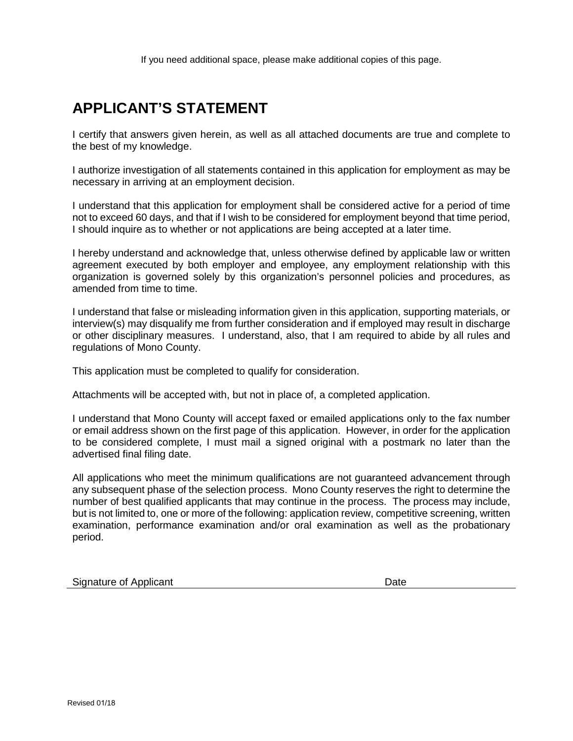If you need additional space, please make additional copies of this page.

# APPLICANT'S STATEMENT

I certify that answers given herein, as well as all attached documents are true and complete to the best of my knowledge.

I authorize investigation of all statements contained in this application for employment as may be necessary in arriving at an employment decision.

I understand that this application for employment shall be considered active for a period of time not to exceed 60 days, and that if I wish to be considered for employment beyond that time period, I should inquire as to whether or not applications are being accepted at a later time.

I hereby understand and acknowledge that, unless otherwise defined by applicable law or written agreement executed by both employer and employee, any employment relationship with this organization is governed solely by this organization's personnel policies and procedures, as amended from time to time.

I understand that false or misleading information given in this application, supporting materials, or interview(s) may disqualify me from further consideration and if employed may result in discharge or other disciplinary measures. I understand, also, that I am required to abide by all rules and regulations of Mono County.

This application must be completed to qualify for consideration.

Attachments will be accepted with, but not in place of, a completed application.

I understand that Mono County will accept faxed or emailed applications only to the fax number or email address shown on the first page of this application. However, in order for the application to be considered complete, I must mail a signed original with a postmark no later than the advertised final filing date.

All applications who meet the minimum qualifications are not guaranteed advancement through any subsequent phase of the selection process. Mono County reserves the right to determine the number of best qualified applicants that may continue in the process. The process may include, but is not limited to, one or more of the following: application review, competitive screening, written examination, performance examination and/or oral examination as well as the probationary period.

Signature of Applicant ______________________________ Date ______________

Revised 01/18